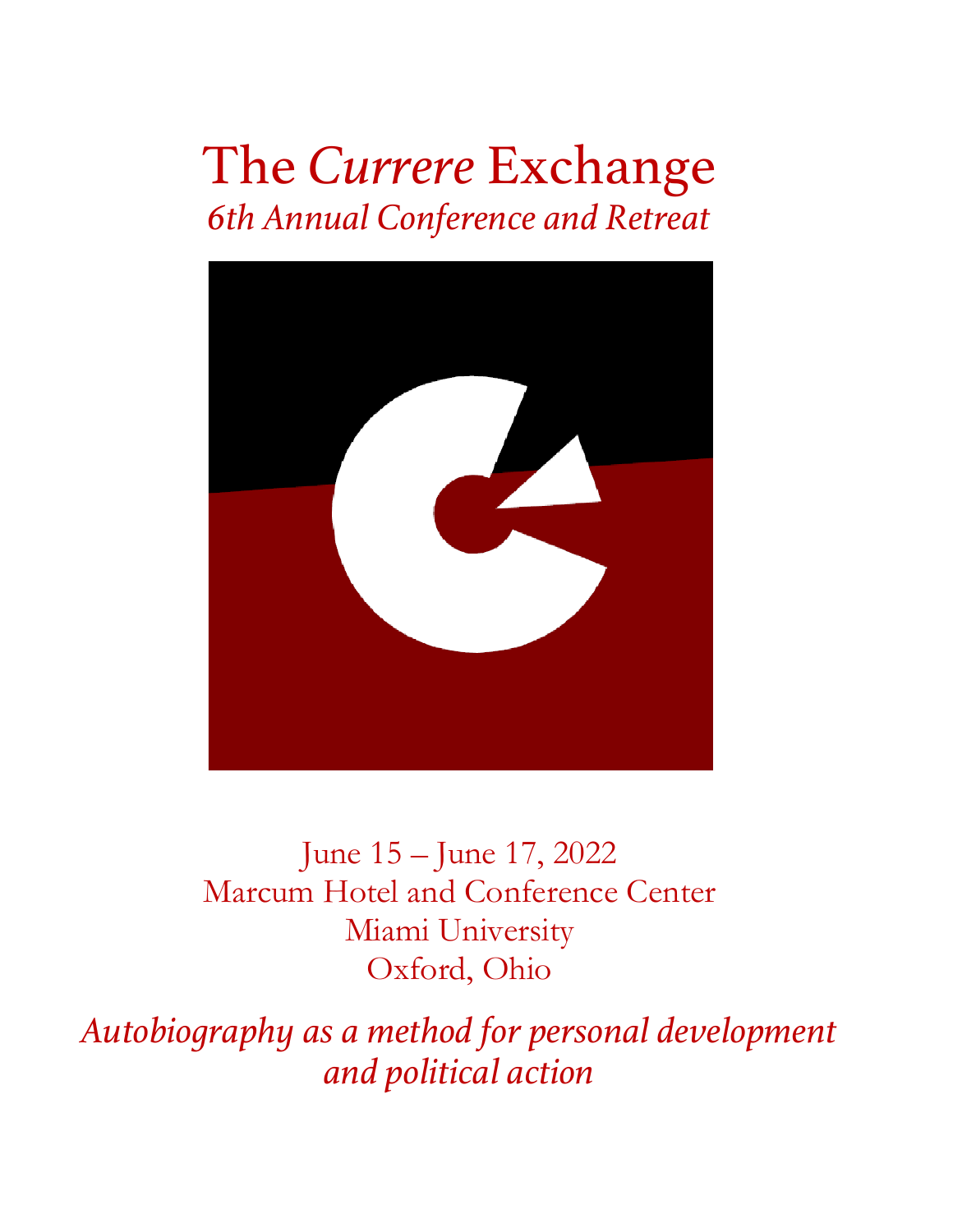# The *Currere* Exchange

## *6th Annual Conference and Retreat*

June 15 – June 17, 2022
Marcum Hotel and Conference Center
Miami University
Oxford, Ohio

*Autobiography as a method for personal development and political action*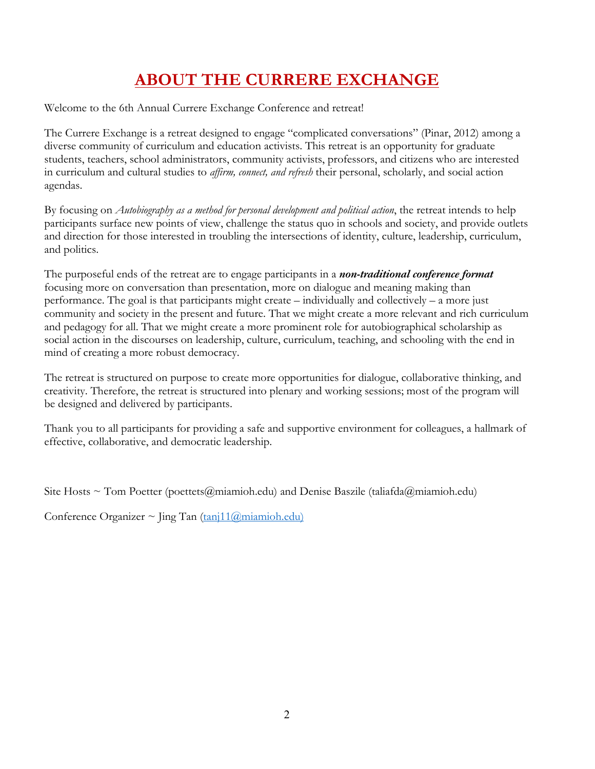# ABOUT THE CURRERE EXCHANGE

Welcome to the 6th Annual Currere Exchange Conference and retreat!

The Currere Exchange is a retreat designed to engage "complicated conversations" (Pinar, 2012) among a diverse community of curriculum and education activists. This retreat is an opportunity for graduate students, teachers, school administrators, community activists, professors, and citizens who are interested in curriculum and cultural studies to *affirm, connect, and refresh* their personal, scholarly, and social action agendas.

By focusing on *Autobiography as a method for personal development and political action*, the retreat intends to help participants surface new points of view, challenge the status quo in schools and society, and provide outlets and direction for those interested in troubling the intersections of identity, culture, leadership, curriculum, and politics.

The purposeful ends of the retreat are to engage participants in a ***non-traditional conference format*** focusing more on conversation than presentation, more on dialogue and meaning making than performance. The goal is that participants might create – individually and collectively – a more just community and society in the present and future. That we might create a more relevant and rich curriculum and pedagogy for all. That we might create a more prominent role for autobiographical scholarship as social action in the discourses on leadership, culture, curriculum, teaching, and schooling with the end in mind of creating a more robust democracy.

The retreat is structured on purpose to create more opportunities for dialogue, collaborative thinking, and creativity. Therefore, the retreat is structured into plenary and working sessions; most of the program will be designed and delivered by participants.

Thank you to all participants for providing a safe and supportive environment for colleagues, a hallmark of effective, collaborative, and democratic leadership.

Site Hosts ~ Tom Poetter (poettets@miamioh.edu) and Denise Baszile (taliafda@miamioh.edu)

Conference Organizer ~ Jing Tan (tanj11@miamioh.edu)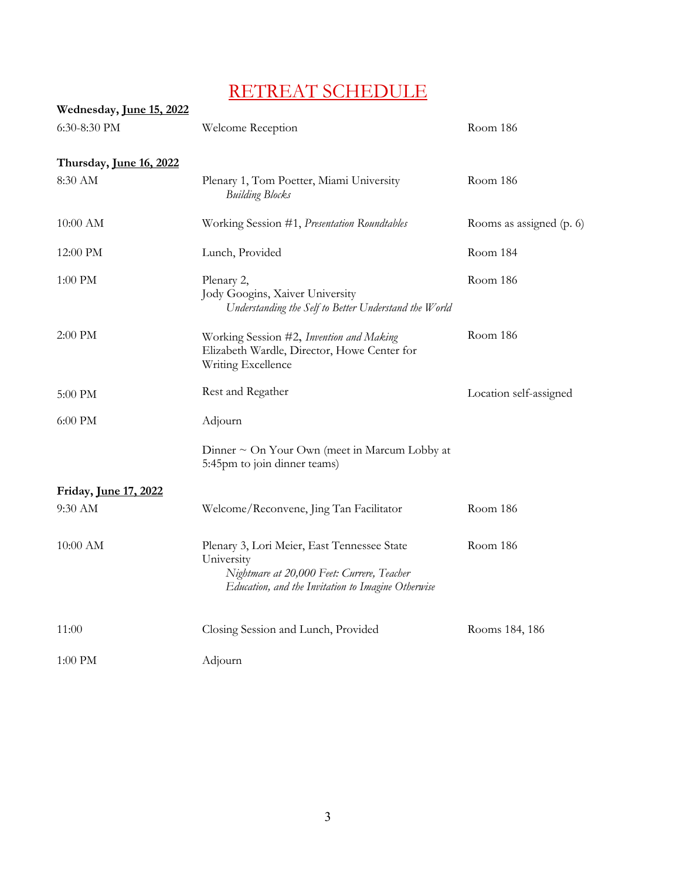# RETREAT SCHEDULE

**Wednesday, June 15, 2022**

| | | |
|---|---|---|
| 6:30-8:30 PM | Welcome Reception | Room 186 |

**Thursday, June 16, 2022**

| | | |
|---|---|---|
| 8:30 AM | Plenary 1, Tom Poetter, Miami University<br>*Building Blocks* | Room 186 |
| 10:00 AM | Working Session #1, *Presentation Roundtables* | Rooms as assigned (p. 6) |
| 12:00 PM | Lunch, Provided | Room 184 |
| 1:00 PM | Plenary 2,<br>Jody Googins, Xaiver University<br>*Understanding the Self to Better Understand the World* | Room 186 |
| 2:00 PM | Working Session #2, *Invention and Making*<br>Elizabeth Wardle, Director, Howe Center for Writing Excellence | Room 186 |
| 5:00 PM | Rest and Regather | Location self-assigned |
| 6:00 PM | Adjourn | |
| | Dinner ~ On Your Own (meet in Marcum Lobby at 5:45pm to join dinner teams) | |

**Friday, June 17, 2022**

| | | |
|---|---|---|
| 9:30 AM | Welcome/Reconvene, Jing Tan Facilitator | Room 186 |
| 10:00 AM | Plenary 3, Lori Meier, East Tennessee State University<br>*Nightmare at 20,000 Feet: Currere, Teacher Education, and the Invitation to Imagine Otherwise* | Room 186 |
| 11:00 | Closing Session and Lunch, Provided | Rooms 184, 186 |
| 1:00 PM | Adjourn | |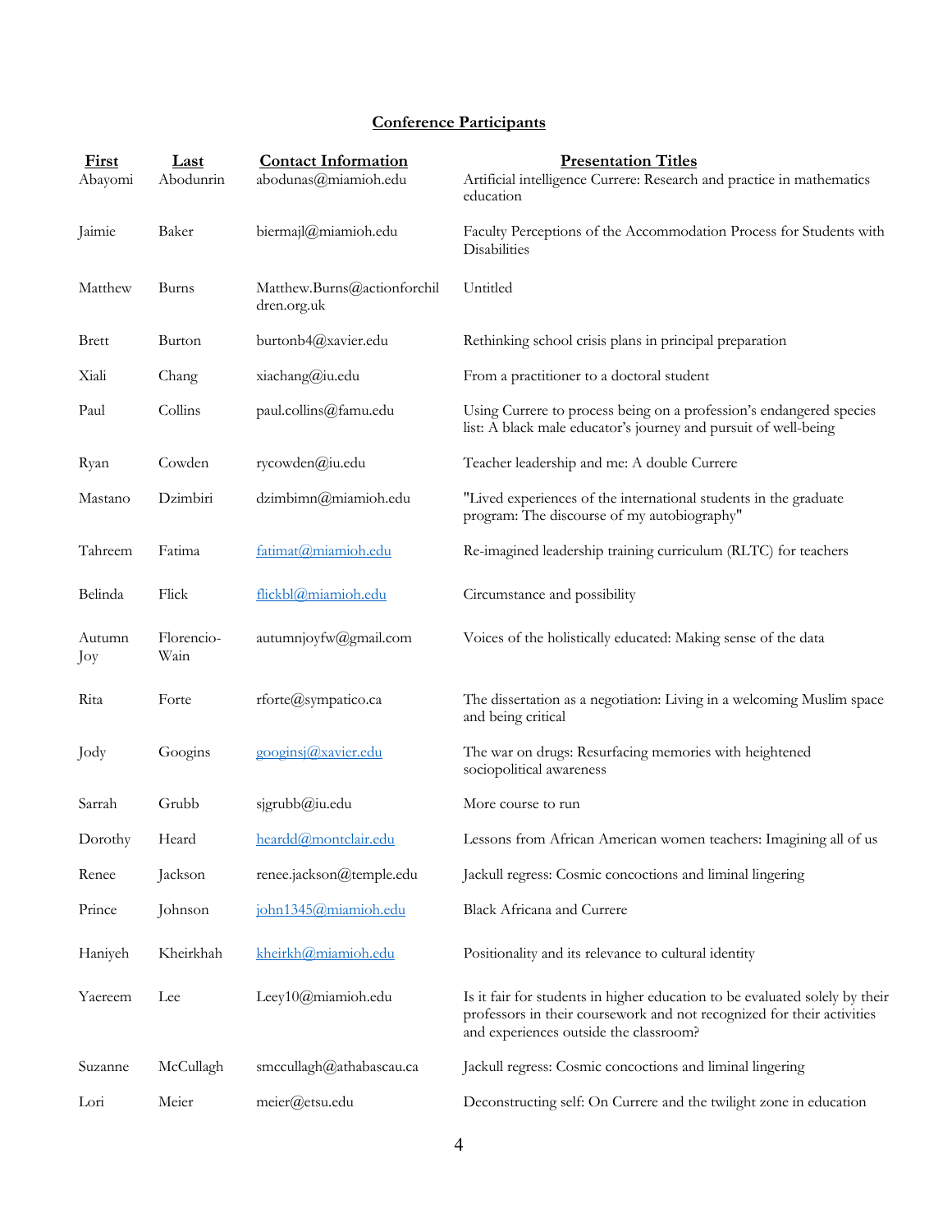## Conference Participants

| First | Last | Contact Information | Presentation Titles |
|---|---|---|---|
| Abayomi | Abodunrin | abodunas@miamioh.edu | Artificial intelligence Currere: Research and practice in mathematics education |
| Jaimie | Baker | biermajl@miamioh.edu | Faculty Perceptions of the Accommodation Process for Students with Disabilities |
| Matthew | Burns | Matthew.Burns@actionforchildren.org.uk | Untitled |
| Brett | Burton | burtonb4@xavier.edu | Rethinking school crisis plans in principal preparation |
| Xiali | Chang | xiachang@iu.edu | From a practitioner to a doctoral student |
| Paul | Collins | paul.collins@famu.edu | Using Currere to process being on a profession's endangered species list: A black male educator's journey and pursuit of well-being |
| Ryan | Cowden | rycowden@iu.edu | Teacher leadership and me: A double Currere |
| Mastano | Dzimbiri | dzimbimn@miamioh.edu | "Lived experiences of the international students in the graduate program: The discourse of my autobiography" |
| Tahreem | Fatima | fatimat@miamioh.edu | Re-imagined leadership training curriculum (RLTC) for teachers |
| Belinda | Flick | flickbl@miamioh.edu | Circumstance and possibility |
| Autumn Joy | Florencio-Wain | autumnjoyfw@gmail.com | Voices of the holistically educated: Making sense of the data |
| Rita | Forte | rforte@sympatico.ca | The dissertation as a negotiation: Living in a welcoming Muslim space and being critical |
| Jody | Googins | googinsj@xavier.edu | The war on drugs: Resurfacing memories with heightened sociopolitical awareness |
| Sarrah | Grubb | sjgrubb@iu.edu | More course to run |
| Dorothy | Heard | heardd@montclair.edu | Lessons from African American women teachers: Imagining all of us |
| Renee | Jackson | renee.jackson@temple.edu | Jackull regress: Cosmic concoctions and liminal lingering |
| Prince | Johnson | john1345@miamioh.edu | Black Africana and Currere |
| Haniyeh | Kheirkhah | kheirkh@miamioh.edu | Positionality and its relevance to cultural identity |
| Yaereem | Lee | Leey10@miamioh.edu | Is it fair for students in higher education to be evaluated solely by their professors in their coursework and not recognized for their activities and experiences outside the classroom? |
| Suzanne | McCullagh | smccullagh@athabascau.ca | Jackull regress: Cosmic concoctions and liminal lingering |
| Lori | Meier | meier@etsu.edu | Deconstructing self: On Currere and the twilight zone in education |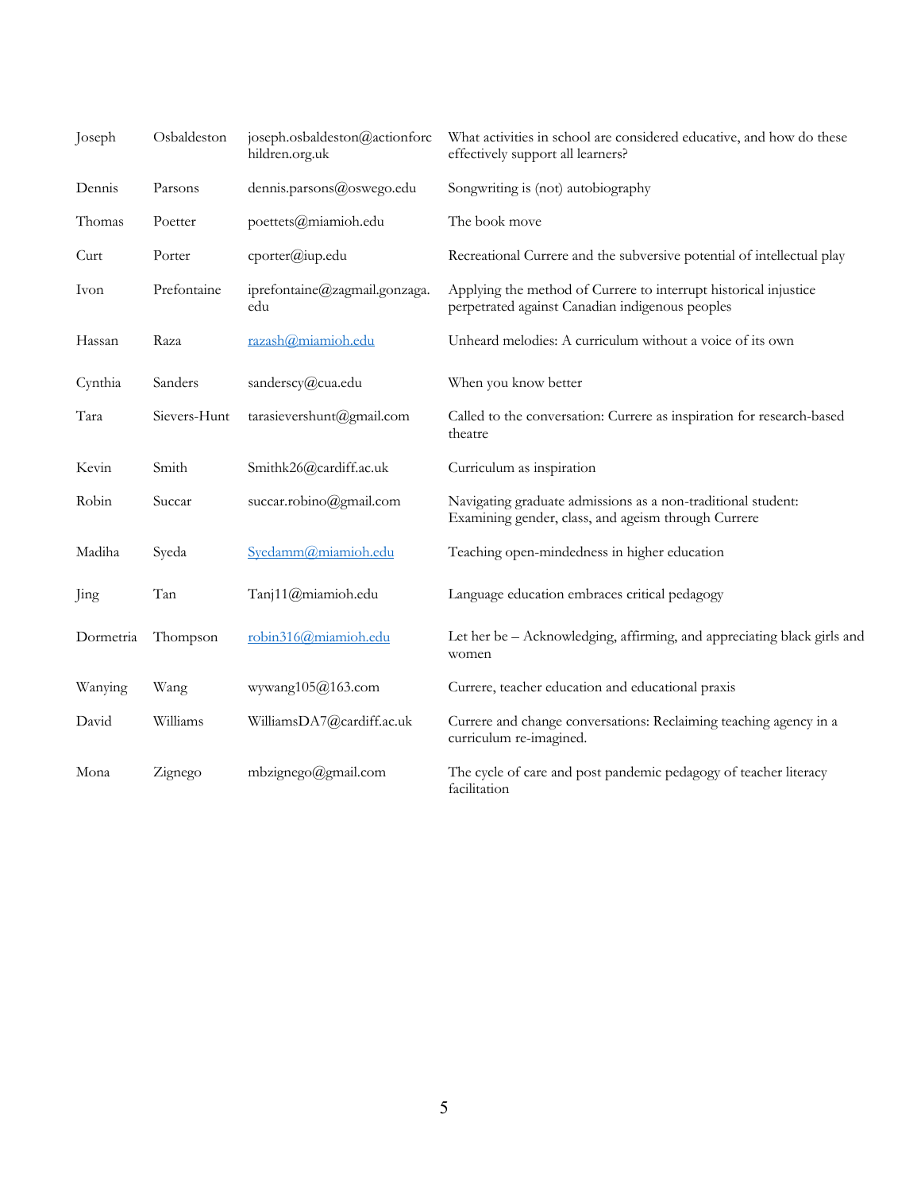| | | | |
|---|---|---|---|
| Joseph | Osbaldeston | joseph.osbaldeston@actionforchildren.org.uk | What activities in school are considered educative, and how do these effectively support all learners? |
| Dennis | Parsons | dennis.parsons@oswego.edu | Songwriting is (not) autobiography |
| Thomas | Poetter | poettets@miamioh.edu | The book move |
| Curt | Porter | cporter@iup.edu | Recreational Currere and the subversive potential of intellectual play |
| Ivon | Prefontaine | iprefontaine@zagmail.gonzaga.edu | Applying the method of Currere to interrupt historical injustice perpetrated against Canadian indigenous peoples |
| Hassan | Raza | razash@miamioh.edu | Unheard melodies: A curriculum without a voice of its own |
| Cynthia | Sanders | sanderscy@cua.edu | When you know better |
| Tara | Sievers-Hunt | tarasievershunt@gmail.com | Called to the conversation: Currere as inspiration for research-based theatre |
| Kevin | Smith | Smithk26@cardiff.ac.uk | Curriculum as inspiration |
| Robin | Succar | succar.robino@gmail.com | Navigating graduate admissions as a non-traditional student: Examining gender, class, and ageism through Currere |
| Madiha | Syeda | Syedamm@miamioh.edu | Teaching open-mindedness in higher education |
| Jing | Tan | Tanj11@miamioh.edu | Language education embraces critical pedagogy |
| Dormetria | Thompson | robin316@miamioh.edu | Let her be – Acknowledging, affirming, and appreciating black girls and women |
| Wanying | Wang | wywang105@163.com | Currere, teacher education and educational praxis |
| David | Williams | WilliamsDA7@cardiff.ac.uk | Currere and change conversations: Reclaiming teaching agency in a curriculum re-imagined. |
| Mona | Zignego | mbzignego@gmail.com | The cycle of care and post pandemic pedagogy of teacher literacy facilitation |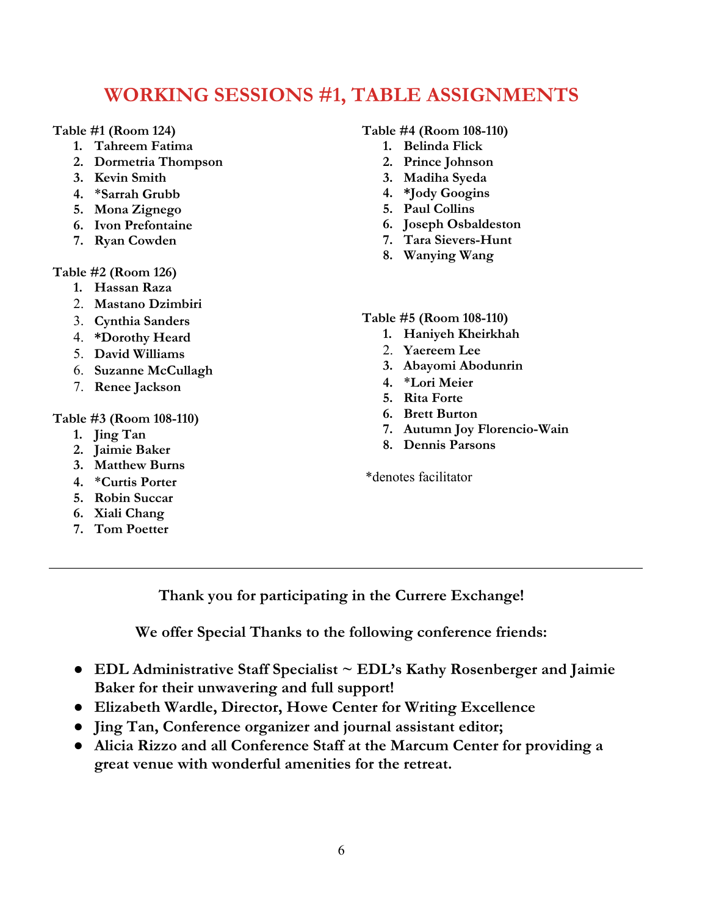# WORKING SESSIONS #1, TABLE ASSIGNMENTS

**Table #1 (Room 124)**

1. **Tahreem Fatima**
2. **Dormetria Thompson**
3. **Kevin Smith**
4. **\*Sarrah Grubb**
5. **Mona Zignego**
6. **Ivon Prefontaine**
7. **Ryan Cowden**

**Table #2 (Room 126)**

1. **Hassan Raza**
2. **Mastano Dzimbiri**
3. **Cynthia Sanders**
4. **\*Dorothy Heard**
5. **David Williams**
6. **Suzanne McCullagh**
7. **Renee Jackson**

**Table #3 (Room 108-110)**

1. **Jing Tan**
2. **Jaimie Baker**
3. **Matthew Burns**
4. **\*Curtis Porter**
5. **Robin Succar**
6. **Xiali Chang**
7. **Tom Poetter**

**Table #4 (Room 108-110)**

1. **Belinda Flick**
2. **Prince Johnson**
3. **Madiha Syeda**
4. **\*Jody Googins**
5. **Paul Collins**
6. **Joseph Osbaldeston**
7. **Tara Sievers-Hunt**
8. **Wanying Wang**

**Table #5 (Room 108-110)**

1. **Haniyeh Kheirkhah**
2. **Yaereem Lee**
3. **Abayomi Abodunrin**
4. **\*Lori Meier**
5. **Rita Forte**
6. **Brett Burton**
7. **Autumn Joy Florencio-Wain**
8. **Dennis Parsons**

\*denotes facilitator

---

**Thank you for participating in the Currere Exchange!**

**We offer Special Thanks to the following conference friends:**

- **EDL Administrative Staff Specialist ~ EDL's Kathy Rosenberger and Jaimie Baker for their unwavering and full support!**
- **Elizabeth Wardle, Director, Howe Center for Writing Excellence**
- **Jing Tan, Conference organizer and journal assistant editor;**
- **Alicia Rizzo and all Conference Staff at the Marcum Center for providing a great venue with wonderful amenities for the retreat.**